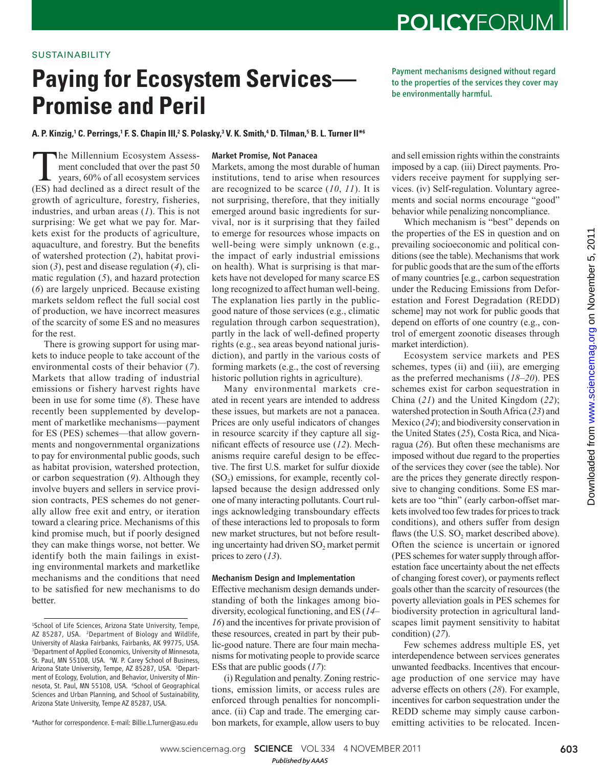SUSTAINABILITY

# Paying for Ecosystem Services—Promise and Peril

Payment mechanisms designed without regard to the properties of the services they cover may be environmentally harmful.

**A. P. Kinzig,[1] C. Perrings,[1] F. S. Chapin III,[2] S. Polasky,[3] V. K. Smith,[4] D. Tilman,[5] B. L. Turner II*[6]**

The Millennium Ecosystem Assessment concluded that over the past 50 years, 60% of all ecosystem services (ES) had declined as a direct result of the growth of agriculture, forestry, fisheries, industries, and urban areas (*1*). This is not surprising: We get what we pay for. Markets exist for the products of agriculture, aquaculture, and forestry. But the benefits of watershed protection (*2*), habitat provision (*3*), pest and disease regulation (*4*), climatic regulation (*5*), and hazard protection (*6*) are largely unpriced. Because existing markets seldom reflect the full social cost of production, we have incorrect measures of the scarcity of some ES and no measures for the rest.

There is growing support for using markets to induce people to take account of the environmental costs of their behavior (*7*). Markets that allow trading of industrial emissions or fishery harvest rights have been in use for some time (*8*). These have recently been supplemented by development of marketlike mechanisms—payment for ES (PES) schemes—that allow governments and nongovernmental organizations to pay for environmental public goods, such as habitat provision, watershed protection, or carbon sequestration (*9*). Although they involve buyers and sellers in service provision contracts, PES schemes do not generally allow free exit and entry, or iteration toward a clearing price. Mechanisms of this kind promise much, but if poorly designed they can make things worse, not better. We identify both the main failings in existing environmental markets and marketlike mechanisms and the conditions that need to be satisfied for new mechanisms to do better.

[1]School of Life Sciences, Arizona State University, Tempe, AZ 85287, USA. [2]Department of Biology and Wildlife, University of Alaska Fairbanks, Fairbanks, AK 99775, USA. [3]Department of Applied Economics, University of Minnesota, St. Paul, MN 55108, USA. [4]W. P. Carey School of Business, Arizona State University, Tempe, AZ 85287, USA. [5]Department of Ecology, Evolution, and Behavior, University of Minnesota, St. Paul, MN 55108, USA. [6]School of Geographical Sciences and Urban Planning, and School of Sustainability, Arizona State University, Tempe AZ 85287, USA.

*Author for correspondence. E-mail: Billie.L.Turner@asu.edu

### Market Promise, Not Panacea

Markets, among the most durable of human institutions, tend to arise when resources are recognized to be scarce (*10*, *11*). It is not surprising, therefore, that they initially emerged around basic ingredients for survival, nor is it surprising that they failed to emerge for resources whose impacts on well-being were simply unknown (e.g., the impact of early industrial emissions on health). What is surprising is that markets have not developed for many scarce ES long recognized to affect human well-being. The explanation lies partly in the public-good nature of those services (e.g., climatic regulation through carbon sequestration), partly in the lack of well-defined property rights (e.g., sea areas beyond national jurisdiction), and partly in the various costs of forming markets (e.g., the cost of reversing historic pollution rights in agriculture).

Many environmental markets created in recent years are intended to address these issues, but markets are not a panacea. Prices are only useful indicators of changes in resource scarcity if they capture all significant effects of resource use (*12*). Mechanisms require careful design to be effective. The first U.S. market for sulfur dioxide ($SO_2$) emissions, for example, recently collapsed because the design addressed only one of many interacting pollutants. Court rulings acknowledging transboundary effects of these interactions led to proposals to form new market structures, but not before resulting uncertainty had driven $SO_2$ market permit prices to zero (*13*).

### Mechanism Design and Implementation

Effective mechanism design demands understanding of both the linkages among biodiversity, ecological functioning, and ES (*14–16*) and the incentives for private provision of these resources, created in part by their public-good nature. There are four main mechanisms for motivating people to provide scarce ESs that are public goods (*17*):

(i) Regulation and penalty. Zoning restrictions, emission limits, or access rules are enforced through penalties for noncompliance. (ii) Cap and trade. The emerging carbon markets, for example, allow users to buy and sell emission rights within the constraints imposed by a cap. (iii) Direct payments. Providers receive payment for supplying services. (iv) Self-regulation. Voluntary agreements and social norms encourage "good" behavior while penalizing noncompliance.

Which mechanism is "best" depends on the properties of the ES in question and on prevailing socioeconomic and political conditions (see the table). Mechanisms that work for public goods that are the sum of the efforts of many countries [e.g., carbon sequestration under the Reducing Emissions from Deforestation and Forest Degradation (REDD) scheme] may not work for public goods that depend on efforts of one country (e.g., control of emergent zoonotic diseases through market interdiction).

Ecosystem service markets and PES schemes, types (ii) and (iii), are emerging as the preferred mechanisms (*18–20*). PES schemes exist for carbon sequestration in China (*21*) and the United Kingdom (*22*); watershed protection in South Africa (*23*) and Mexico (*24*); and biodiversity conservation in the United States (*25*), Costa Rica, and Nicaragua (*26*). But often these mechanisms are imposed without due regard to the properties of the services they cover (see the table). Nor are the prices they generate directly responsive to changing conditions. Some ES markets are too "thin" (early carbon-offset markets involved too few trades for prices to track conditions), and others suffer from design flaws (the U.S. $SO_2$ market described above). Often the science is uncertain or ignored (PES schemes for water supply through afforestation face uncertainty about the net effects of changing forest cover), or payments reflect goals other than the scarcity of resources (the poverty alleviation goals in PES schemes for biodiversity protection in agricultural landscapes limit payment sensitivity to habitat condition) (*27*).

Few schemes address multiple ES, yet interdependence between services generates unwanted feedbacks. Incentives that encourage production of one service may have adverse effects on others (*28*). For example, incentives for carbon sequestration under the REDD scheme may simply cause carbon-emitting activities to be relocated. Incen-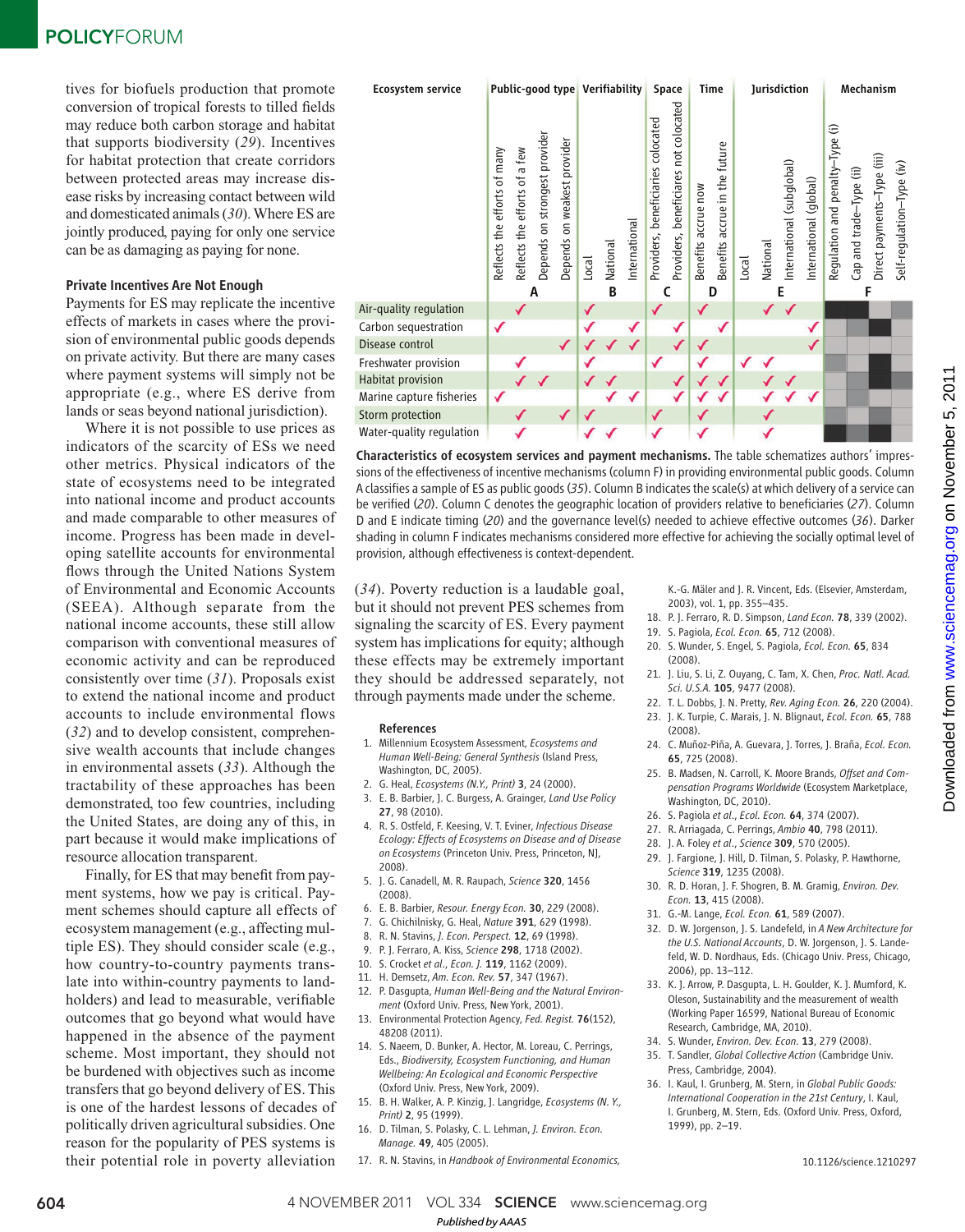tives for biofuels production that promote conversion of tropical forests to tilled fields may reduce both carbon storage and habitat that supports biodiversity (*29*). Incentives for habitat protection that create corridors between protected areas may increase disease risks by increasing contact between wild and domesticated animals (*30*). Where ES are jointly produced, paying for only one service can be as damaging as paying for none.

**Private Incentives Are Not Enough**

Payments for ES may replicate the incentive effects of markets in cases where the provision of environmental public goods depends on private activity. But there are many cases where payment systems will simply not be appropriate (e.g., where ES derive from lands or seas beyond national jurisdiction).

Where it is not possible to use prices as indicators of the scarcity of ESs we need other metrics. Physical indicators of the state of ecosystems need to be integrated into national income and product accounts and made comparable to other measures of income. Progress has been made in developing satellite accounts for environmental flows through the United Nations System of Environmental and Economic Accounts (SEEA). Although separate from the national income accounts, these still allow comparison with conventional measures of economic activity and can be reproduced consistently over time (*31*). Proposals exist to extend the national income and product accounts to include environmental flows (*32*) and to develop consistent, comprehensive wealth accounts that include changes in environmental assets (*33*). Although the tractability of these approaches has been demonstrated, too few countries, including the United States, are doing any of this, in part because it would make implications of resource allocation transparent.

Finally, for ES that may benefit from payment systems, how we pay is critical. Payment schemes should capture all effects of ecosystem management (e.g., affecting multiple ES). They should consider scale (e.g., how country-to-country payments translate into within-country payments to landholders) and lead to measurable, verifiable outcomes that go beyond what would have happened in the absence of the payment scheme. Most important, they should not be burdened with objectives such as income transfers that go beyond delivery of ES. This is one of the hardest lessons of decades of politically driven agricultural subsidies. One reason for the popularity of PES systems is their potential role in poverty alleviation

| Ecosystem service | Public-good type (A) | | | | Verifiability (B) | | | Space (C) | | Time (D) | | Jurisdiction (E) | | | | Mechanism (F) | | | |
|---|---|---|---|---|---|---|---|---|---|---|---|---|---|---|---|---|---|---|---|
| | Reflects the efforts of many | Reflects the efforts of a few | Depends on strongest provider | Depends on weakest provider | Local | National | International | Providers, beneficiaries colocated | Providers, beneficiaries not colocated | Benefits accrue now | Benefits accrue in the future | Local | National | International (subglobal) | International (global) | Regulation and penalty–Type (i) | Cap and trade–Type (ii) | Direct payments–Type (iii) | Self-regulation–Type (iv) |
| Air-quality regulation | | ✓ | | | ✓ | | | ✓ | | ✓ | | | ✓ | ✓ | | | | | |
| Carbon sequestration | ✓ | | | | ✓ | | ✓ | | ✓ | | ✓ | | | | ✓ | | | | |
| Disease control | | | | ✓ | ✓ | ✓ | ✓ | | ✓ | ✓ | | | | | ✓ | | | | |
| Freshwater provision | | ✓ | | | ✓ | | | ✓ | | ✓ | | ✓ | ✓ | | | | | | |
| Habitat provision | | ✓ | ✓ | | ✓ | ✓ | | | ✓ | ✓ | ✓ | | ✓ | ✓ | | | | | |
| Marine capture fisheries | ✓ | | | | | ✓ | ✓ | | ✓ | ✓ | ✓ | | ✓ | ✓ | ✓ | | | | |
| Storm protection | | ✓ | | ✓ | ✓ | | | ✓ | | ✓ | | | ✓ | | | | | | |
| Water-quality regulation | | ✓ | | | ✓ | ✓ | | ✓ | | ✓ | | | ✓ | | | | | | |

**Characteristics of ecosystem services and payment mechanisms.** The table schematizes authors' impressions of the effectiveness of incentive mechanisms (column F) in providing environmental public goods. Column A classifies a sample of ES as public goods (*35*). Column B indicates the scale(s) at which delivery of a service can be verified (*20*). Column C denotes the geographic location of providers relative to beneficiaries (*27*). Column D and E indicate timing (*20*) and the governance level(s) needed to achieve effective outcomes (*36*). Darker shading in column F indicates mechanisms considered more effective for achieving the socially optimal level of provision, although effectiveness is context-dependent.

(*34*). Poverty reduction is a laudable goal, but it should not prevent PES schemes from signaling the scarcity of ES. Every payment system has implications for equity; although these effects may be extremely important they should be addressed separately, not through payments made under the scheme.

**References**

1. Millennium Ecosystem Assessment, *Ecosystems and Human Well-Being: General Synthesis* (Island Press, Washington, DC, 2005).
2. G. Heal, *Ecosystems (N.Y., Print)* **3**, 24 (2000).
3. E. B. Barbier, J. C. Burgess, A. Grainger, *Land Use Policy* **27**, 98 (2010).
4. R. S. Ostfeld, F. Keesing, V. T. Eviner, *Infectious Disease Ecology: Effects of Ecosystems on Disease and of Disease on Ecosystems* (Princeton Univ. Press, Princeton, NJ, 2008).
5. J. G. Canadell, M. R. Raupach, *Science* **320**, 1456 (2008).
6. E. B. Barbier, *Resour. Energy Econ.* **30**, 229 (2008).
7. G. Chichilnisky, G. Heal, *Nature* **391**, 629 (1998).
8. R. N. Stavins, *J. Econ. Perspect.* **12**, 69 (1998).
9. P. J. Ferraro, A. Kiss, *Science* **298**, 1718 (2002).
10. S. Crocket *et al.*, *Econ. J.* **119**, 1162 (2009).
11. H. Demsetz, *Am. Econ. Rev.* **57**, 347 (1967).
12. P. Dasgupta, *Human Well-Being and the Natural Environment* (Oxford Univ. Press, New York, 2001).
13. Environmental Protection Agency, *Fed. Regist.* **76**(152), 48208 (2011).
14. S. Naeem, D. Bunker, A. Hector, M. Loreau, C. Perrings, Eds., *Biodiversity, Ecosystem Functioning, and Human Wellbeing: An Ecological and Economic Perspective* (Oxford Univ. Press, New York, 2009).
15. B. H. Walker, A. P. Kinzig, J. Langridge, *Ecosystems (N. Y., Print)* **2**, 95 (1999).
16. D. Tilman, S. Polasky, C. L. Lehman, *J. Environ. Econ. Manage.* **49**, 405 (2005).
17. R. N. Stavins, in *Handbook of Environmental Economics*, K.-G. Mäler and J. R. Vincent, Eds. (Elsevier, Amsterdam, 2003), vol. 1, pp. 355–435.
18. P. J. Ferraro, R. D. Simpson, *Land Econ.* **78**, 339 (2002).
19. S. Pagiola, *Ecol. Econ.* **65**, 712 (2008).
20. S. Wunder, S. Engel, S. Pagiola, *Ecol. Econ.* **65**, 834 (2008).
21. J. Liu, S. Li, Z. Ouyang, C. Tam, X. Chen, *Proc. Natl. Acad. Sci. U.S.A.* **105**, 9477 (2008).
22. T. L. Dobbs, J. N. Pretty, *Rev. Aging Econ.* **26**, 220 (2004).
23. J. K. Turpie, C. Marais, J. N. Blignaut, *Ecol. Econ.* **65**, 788 (2008).
24. C. Muñoz-Piña, A. Guevara, J. Torres, J. Braña, *Ecol. Econ.* **65**, 725 (2008).
25. B. Madsen, N. Carroll, K. Moore Brands, *Offset and Compensation Programs Worldwide* (Ecosystem Marketplace, Washington, DC, 2010).
26. S. Pagiola *et al.*, *Ecol. Econ.* **64**, 374 (2007).
27. R. Arriagada, C. Perrings, *Ambio* **40**, 798 (2011).
28. J. A. Foley *et al.*, *Science* **309**, 570 (2005).
29. J. Fargione, J. Hill, D. Tilman, S. Polasky, P. Hawthorne, *Science* **319**, 1235 (2008).
30. R. D. Horan, J. F. Shogren, B. M. Gramig, *Environ. Dev. Econ.* **13**, 415 (2008).
31. G.-M. Lange, *Ecol. Econ.* **61**, 589 (2007).
32. D. W. Jorgenson, J. S. Landefeld, in *A New Architecture for the U.S. National Accounts*, D. W. Jorgenson, J. S. Landefeld, W. D. Nordhaus, Eds. (Chicago Univ. Press, Chicago, 2006), pp. 13–112.
33. K. J. Arrow, P. Dasgupta, L. H. Goulder, K. J. Mumford, K. Oleson, Sustainability and the measurement of wealth (Working Paper 16599, National Bureau of Economic Research, Cambridge, MA, 2010).
34. S. Wunder, *Environ. Dev. Econ.* **13**, 279 (2008).
35. T. Sandler, *Global Collective Action* (Cambridge Univ. Press, Cambridge, 2004).
36. I. Kaul, I. Grunberg, M. Stern, in *Global Public Goods: International Cooperation in the 21st Century*, I. Kaul, I. Grunberg, M. Stern, Eds. (Oxford Univ. Press, Oxford, 1999), pp. 2–19.

10.1126/science.1210297